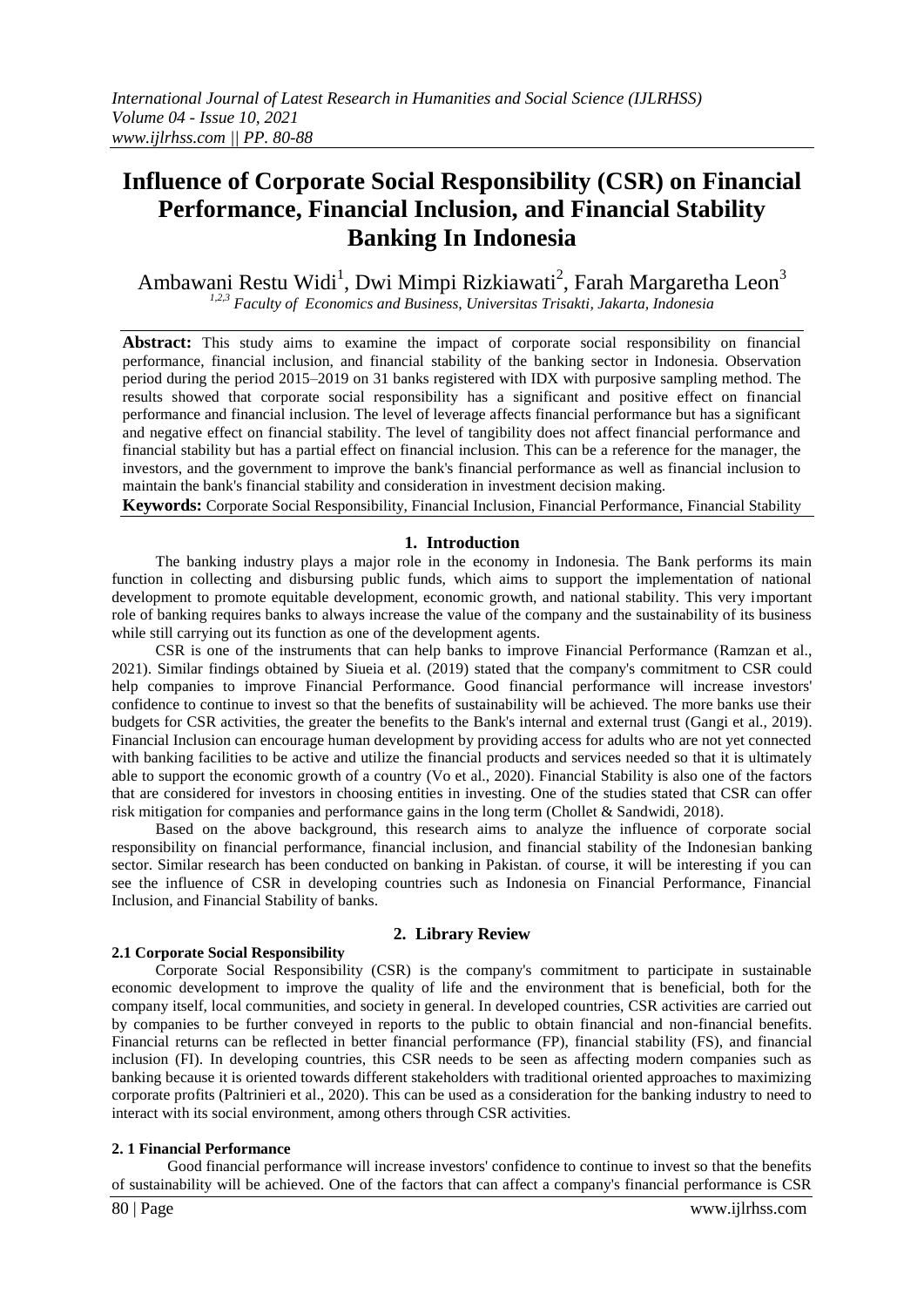# Influence of Corporate Social Responsibility (CSR) on Financial Performance, Financial Inclusion, and Financial Stability Banking In Indonesia

Ambawani Restu Widi[1], Dwi Mimpi Rizkiawati[2], Farah Margaretha Leon[3]

[1,2,3] *Faculty of Economics and Business, Universitas Trisakti, Jakarta, Indonesia*

**Abstract:** This study aims to examine the impact of corporate social responsibility on financial performance, financial inclusion, and financial stability of the banking sector in Indonesia. Observation period during the period 2015–2019 on 31 banks registered with IDX with purposive sampling method. The results showed that corporate social responsibility has a significant and positive effect on financial performance and financial inclusion. The level of leverage affects financial performance but has a significant and negative effect on financial stability. The level of tangibility does not affect financial performance and financial stability but has a partial effect on financial inclusion. This can be a reference for the manager, the investors, and the government to improve the bank's financial performance as well as financial inclusion to maintain the bank's financial stability and consideration in investment decision making.

**Keywords:** Corporate Social Responsibility, Financial Inclusion, Financial Performance, Financial Stability

## 1. Introduction

The banking industry plays a major role in the economy in Indonesia. The Bank performs its main function in collecting and disbursing public funds, which aims to support the implementation of national development to promote equitable development, economic growth, and national stability. This very important role of banking requires banks to always increase the value of the company and the sustainability of its business while still carrying out its function as one of the development agents.

CSR is one of the instruments that can help banks to improve Financial Performance (Ramzan et al., 2021). Similar findings obtained by Siueia et al. (2019) stated that the company's commitment to CSR could help companies to improve Financial Performance. Good financial performance will increase investors' confidence to continue to invest so that the benefits of sustainability will be achieved. The more banks use their budgets for CSR activities, the greater the benefits to the Bank's internal and external trust (Gangi et al., 2019). Financial Inclusion can encourage human development by providing access for adults who are not yet connected with banking facilities to be active and utilize the financial products and services needed so that it is ultimately able to support the economic growth of a country (Vo et al., 2020). Financial Stability is also one of the factors that are considered for investors in choosing entities in investing. One of the studies stated that CSR can offer risk mitigation for companies and performance gains in the long term (Chollet & Sandwidi, 2018).

Based on the above background, this research aims to analyze the influence of corporate social responsibility on financial performance, financial inclusion, and financial stability of the Indonesian banking sector. Similar research has been conducted on banking in Pakistan. of course, it will be interesting if you can see the influence of CSR in developing countries such as Indonesia on Financial Performance, Financial Inclusion, and Financial Stability of banks.

## 2. Library Review

### 2.1 Corporate Social Responsibility

Corporate Social Responsibility (CSR) is the company's commitment to participate in sustainable economic development to improve the quality of life and the environment that is beneficial, both for the company itself, local communities, and society in general. In developed countries, CSR activities are carried out by companies to be further conveyed in reports to the public to obtain financial and non-financial benefits. Financial returns can be reflected in better financial performance (FP), financial stability (FS), and financial inclusion (FI). In developing countries, this CSR needs to be seen as affecting modern companies such as banking because it is oriented towards different stakeholders with traditional oriented approaches to maximizing corporate profits (Paltrinieri et al., 2020). This can be used as a consideration for the banking industry to need to interact with its social environment, among others through CSR activities.

### 2. 1 Financial Performance

Good financial performance will increase investors' confidence to continue to invest so that the benefits of sustainability will be achieved. One of the factors that can affect a company's financial performance is CSR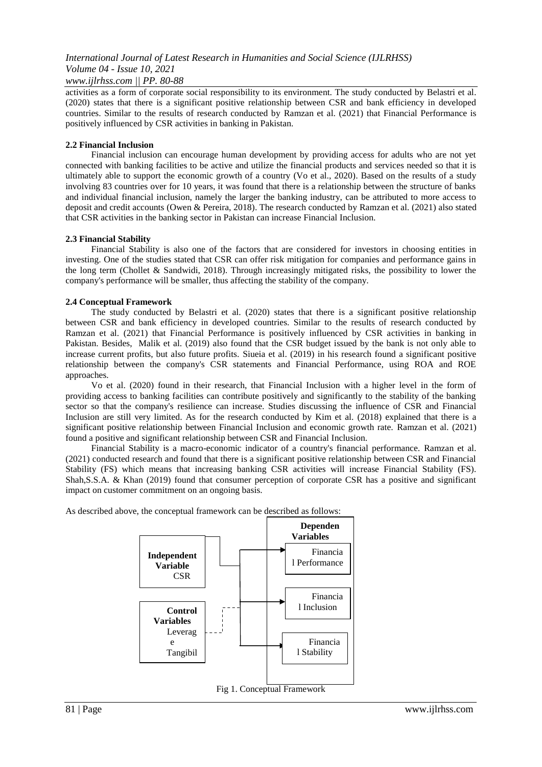activities as a form of corporate social responsibility to its environment. The study conducted by Belastri et al. (2020) states that there is a significant positive relationship between CSR and bank efficiency in developed countries. Similar to the results of research conducted by Ramzan et al. (2021) that Financial Performance is positively influenced by CSR activities in banking in Pakistan.

### 2.2 Financial Inclusion

Financial inclusion can encourage human development by providing access for adults who are not yet connected with banking facilities to be active and utilize the financial products and services needed so that it is ultimately able to support the economic growth of a country (Vo et al., 2020). Based on the results of a study involving 83 countries over for 10 years, it was found that there is a relationship between the structure of banks and individual financial inclusion, namely the larger the banking industry, can be attributed to more access to deposit and credit accounts (Owen & Pereira, 2018). The research conducted by Ramzan et al. (2021) also stated that CSR activities in the banking sector in Pakistan can increase Financial Inclusion.

### 2.3 Financial Stability

Financial Stability is also one of the factors that are considered for investors in choosing entities in investing. One of the studies stated that CSR can offer risk mitigation for companies and performance gains in the long term (Chollet & Sandwidi, 2018). Through increasingly mitigated risks, the possibility to lower the company's performance will be smaller, thus affecting the stability of the company.

### 2.4 Conceptual Framework

The study conducted by Belastri et al. (2020) states that there is a significant positive relationship between CSR and bank efficiency in developed countries. Similar to the results of research conducted by Ramzan et al. (2021) that Financial Performance is positively influenced by CSR activities in banking in Pakistan. Besides, Malik et al. (2019) also found that the CSR budget issued by the bank is not only able to increase current profits, but also future profits. Siueia et al. (2019) in his research found a significant positive relationship between the company's CSR statements and Financial Performance, using ROA and ROE approaches.

Vo et al. (2020) found in their research, that Financial Inclusion with a higher level in the form of providing access to banking facilities can contribute positively and significantly to the stability of the banking sector so that the company's resilience can increase. Studies discussing the influence of CSR and Financial Inclusion are still very limited. As for the research conducted by Kim et al. (2018) explained that there is a significant positive relationship between Financial Inclusion and economic growth rate. Ramzan et al. (2021) found a positive and significant relationship between CSR and Financial Inclusion.

Financial Stability is a macro-economic indicator of a country's financial performance. Ramzan et al. (2021) conducted research and found that there is a significant positive relationship between CSR and Financial Stability (FS) which means that increasing banking CSR activities will increase Financial Stability (FS). Shah,S.S.A. & Khan (2019) found that consumer perception of corporate CSR has a positive and significant impact on customer commitment on an ongoing basis.

As described above, the conceptual framework can be described as follows:

Independent Variable: CSR

Control Variables: Leverage, Tangibil

Dependen Variables: Financial Performance, Financial Inclusion, Financial Stability

Fig 1. Conceptual Framework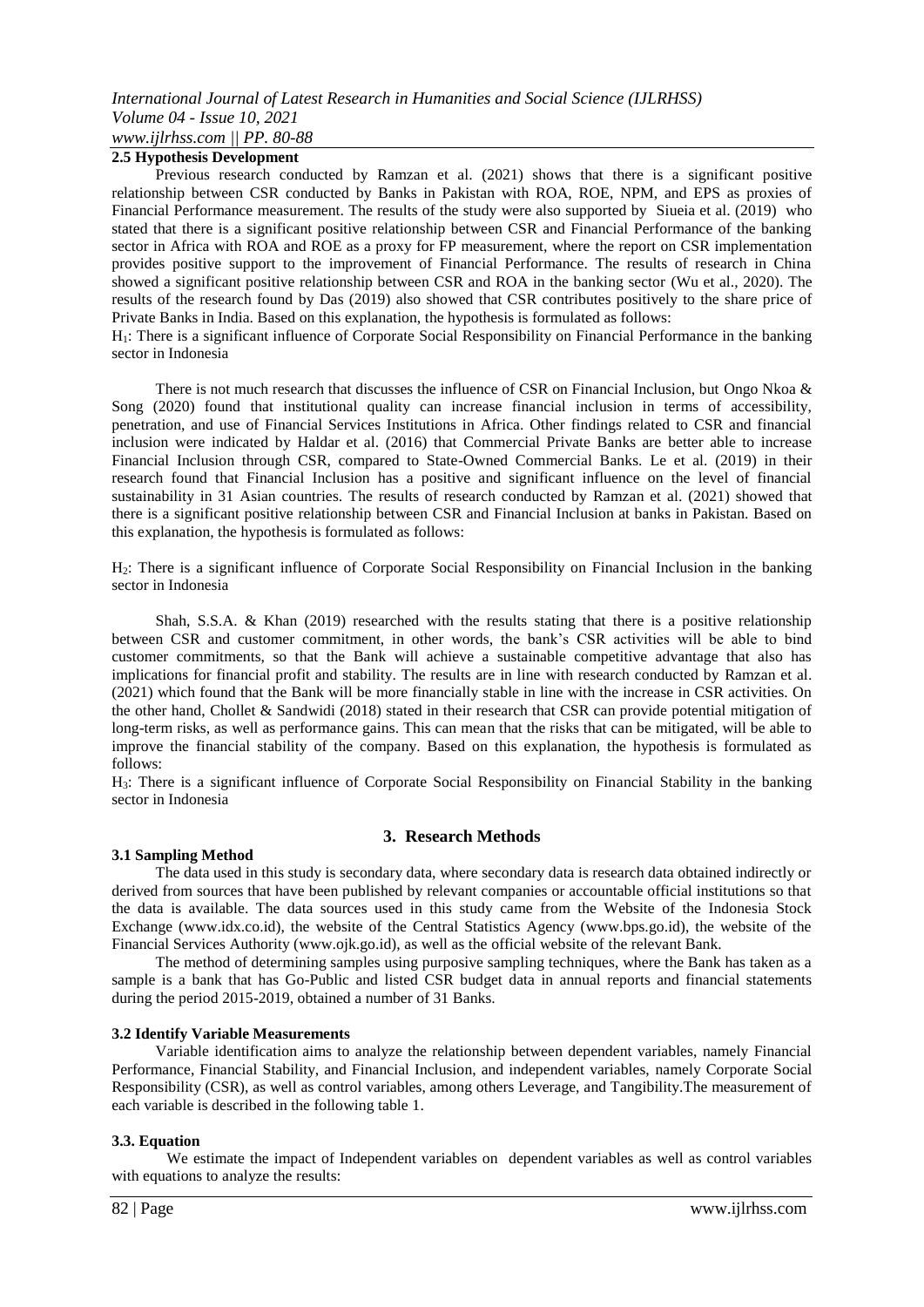### 2.5 Hypothesis Development

Previous research conducted by Ramzan et al. (2021) shows that there is a significant positive relationship between CSR conducted by Banks in Pakistan with ROA, ROE, NPM, and EPS as proxies of Financial Performance measurement. The results of the study were also supported by Siueia et al. (2019) who stated that there is a significant positive relationship between CSR and Financial Performance of the banking sector in Africa with ROA and ROE as a proxy for FP measurement, where the report on CSR implementation provides positive support to the improvement of Financial Performance. The results of research in China showed a significant positive relationship between CSR and ROA in the banking sector (Wu et al., 2020). The results of the research found by Das (2019) also showed that CSR contributes positively to the share price of Private Banks in India. Based on this explanation, the hypothesis is formulated as follows:

$H_1$: There is a significant influence of Corporate Social Responsibility on Financial Performance in the banking sector in Indonesia

There is not much research that discusses the influence of CSR on Financial Inclusion, but Ongo Nkoa & Song (2020) found that institutional quality can increase financial inclusion in terms of accessibility, penetration, and use of Financial Services Institutions in Africa. Other findings related to CSR and financial inclusion were indicated by Haldar et al. (2016) that Commercial Private Banks are better able to increase Financial Inclusion through CSR, compared to State-Owned Commercial Banks. Le et al. (2019) in their research found that Financial Inclusion has a positive and significant influence on the level of financial sustainability in 31 Asian countries. The results of research conducted by Ramzan et al. (2021) showed that there is a significant positive relationship between CSR and Financial Inclusion at banks in Pakistan. Based on this explanation, the hypothesis is formulated as follows:

$H_2$: There is a significant influence of Corporate Social Responsibility on Financial Inclusion in the banking sector in Indonesia

Shah, S.S.A. & Khan (2019) researched with the results stating that there is a positive relationship between CSR and customer commitment, in other words, the bank's CSR activities will be able to bind customer commitments, so that the Bank will achieve a sustainable competitive advantage that also has implications for financial profit and stability. The results are in line with research conducted by Ramzan et al. (2021) which found that the Bank will be more financially stable in line with the increase in CSR activities. On the other hand, Chollet & Sandwidi (2018) stated in their research that CSR can provide potential mitigation of long-term risks, as well as performance gains. This can mean that the risks that can be mitigated, will be able to improve the financial stability of the company. Based on this explanation, the hypothesis is formulated as follows:

$H_3$: There is a significant influence of Corporate Social Responsibility on Financial Stability in the banking sector in Indonesia

## 3. Research Methods

### 3.1 Sampling Method

The data used in this study is secondary data, where secondary data is research data obtained indirectly or derived from sources that have been published by relevant companies or accountable official institutions so that the data is available. The data sources used in this study came from the Website of the Indonesia Stock Exchange (www.idx.co.id), the website of the Central Statistics Agency (www.bps.go.id), the website of the Financial Services Authority (www.ojk.go.id), as well as the official website of the relevant Bank.

The method of determining samples using purposive sampling techniques, where the Bank has taken as a sample is a bank that has Go-Public and listed CSR budget data in annual reports and financial statements during the period 2015-2019, obtained a number of 31 Banks.

### 3.2 Identify Variable Measurements

Variable identification aims to analyze the relationship between dependent variables, namely Financial Performance, Financial Stability, and Financial Inclusion, and independent variables, namely Corporate Social Responsibility (CSR), as well as control variables, among others Leverage, and Tangibility.The measurement of each variable is described in the following table 1.

### 3.3. Equation

We estimate the impact of Independent variables on dependent variables as well as control variables with equations to analyze the results: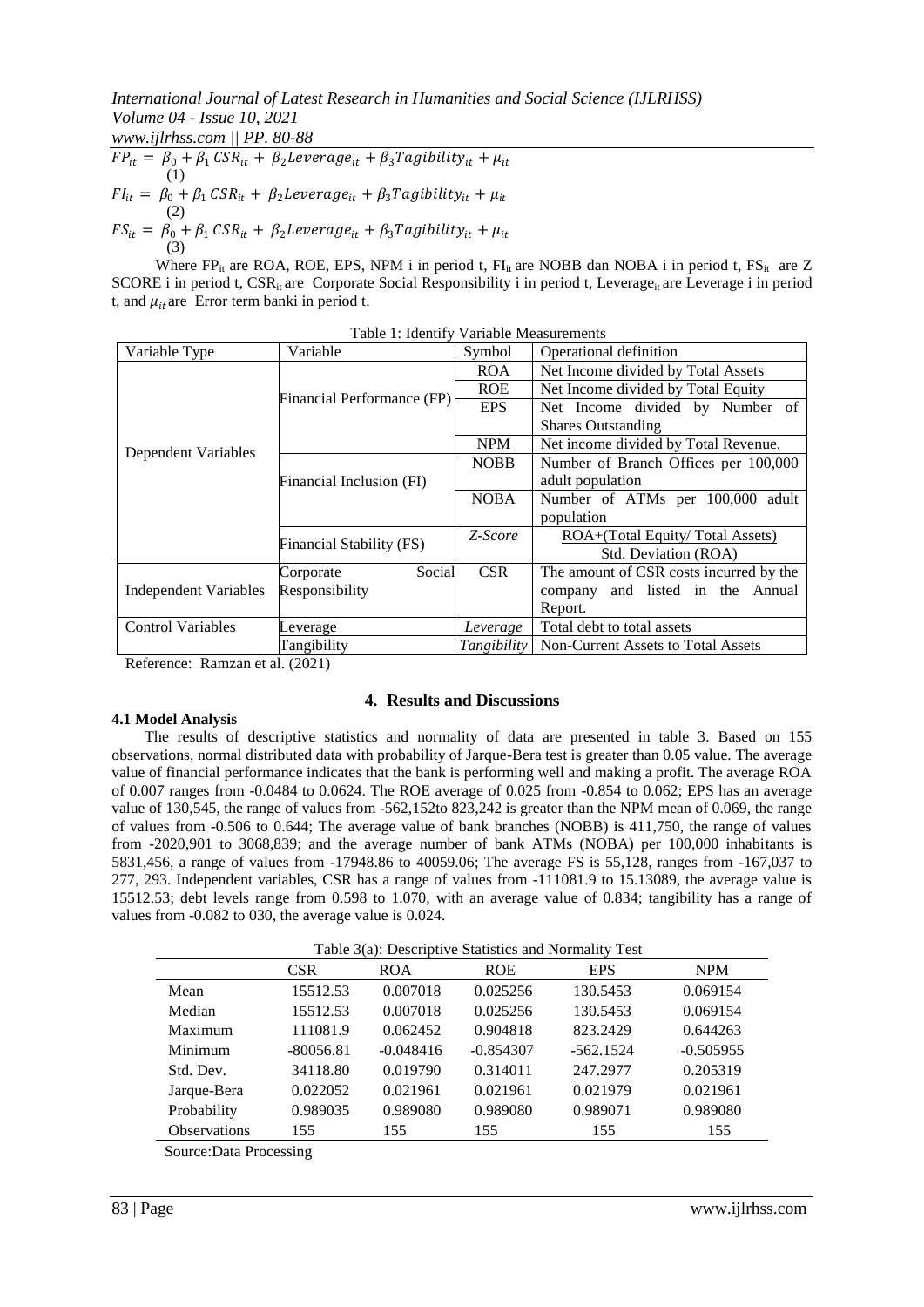$$FP_{it} = \beta_0 + \beta_1 CSR_{it} + \beta_2 Leverage_{it} + \beta_3 Tagibility_{it} + \mu_{it} \quad (1)$$

$$FI_{it} = \beta_0 + \beta_1 CSR_{it} + \beta_2 Leverage_{it} + \beta_3 Tagibility_{it} + \mu_{it} \quad (2)$$

$$FS_{it} = \beta_0 + \beta_1 CSR_{it} + \beta_2 Leverage_{it} + \beta_3 Tagibility_{it} + \mu_{it} \quad (3)$$

Where $FP_{it}$ are ROA, ROE, EPS, NPM i in period t, $FI_{it}$ are NOBB dan NOBA i in period t, $FS_{it}$ are Z SCORE i in period t, $CSR_{it}$ are Corporate Social Responsibility i in period t, $Leverage_{it}$ are Leverage i in period t, and $\mu_{it}$ are Error term banki in period t.

Table 1: Identify Variable Measurements

| Variable Type | Variable | Symbol | Operational definition |
|---|---|---|---|
| Dependent Variables | Financial Performance (FP) | ROA | Net Income divided by Total Assets |
| | | ROE | Net Income divided by Total Equity |
| | | EPS | Net Income divided by Number of Shares Outstanding |
| | | NPM | Net income divided by Total Revenue. |
| | Financial Inclusion (FI) | NOBB | Number of Branch Offices per 100,000 adult population |
| | | NOBA | Number of ATMs per 100,000 adult population |
| | Financial Stability (FS) | *Z-Score* | ROA+(Total Equity/ Total Assets) / Std. Deviation (ROA) |
| Independent Variables | Corporate Social Responsibility | CSR | The amount of CSR costs incurred by the company and listed in the Annual Report. |
| Control Variables | Leverage | *Leverage* | Total debt to total assets |
| | Tangibility | *Tangibility* | Non-Current Assets to Total Assets |

Reference: Ramzan et al. (2021)

## 4. Results and Discussions

### 4.1 Model Analysis

The results of descriptive statistics and normality of data are presented in table 3. Based on 155 observations, normal distributed data with probability of Jarque-Bera test is greater than 0.05 value. The average value of financial performance indicates that the bank is performing well and making a profit. The average ROA of 0.007 ranges from -0.0484 to 0.0624. The ROE average of 0.025 from -0.854 to 0.062; EPS has an average value of 130,545, the range of values from -562,152to 823,242 is greater than the NPM mean of 0.069, the range of values from -0.506 to 0.644; The average value of bank branches (NOBB) is 411,750, the range of values from -2020,901 to 3068,839; and the average number of bank ATMs (NOBA) per 100,000 inhabitants is 5831,456, a range of values from -17948.86 to 40059.06; The average FS is 55,128, ranges from -167,037 to 277, 293. Independent variables, CSR has a range of values from -111081.9 to 15.13089, the average value is 15512.53; debt levels range from 0.598 to 1.070, with an average value of 0.834; tangibility has a range of values from -0.082 to 030, the average value is 0.024.

Table 3(a): Descriptive Statistics and Normality Test

| | CSR | ROA | ROE | EPS | NPM |
|---|---|---|---|---|---|
| Mean | 15512.53 | 0.007018 | 0.025256 | 130.5453 | 0.069154 |
| Median | 15512.53 | 0.007018 | 0.025256 | 130.5453 | 0.069154 |
| Maximum | 111081.9 | 0.062452 | 0.904818 | 823.2429 | 0.644263 |
| Minimum | -80056.81 | -0.048416 | -0.854307 | -562.1524 | -0.505955 |
| Std. Dev. | 34118.80 | 0.019790 | 0.314011 | 247.2977 | 0.205319 |
| Jarque-Bera | 0.022052 | 0.021961 | 0.021961 | 0.021979 | 0.021961 |
| Probability | 0.989035 | 0.989080 | 0.989080 | 0.989071 | 0.989080 |
| Observations | 155 | 155 | 155 | 155 | 155 |

Source:Data Processing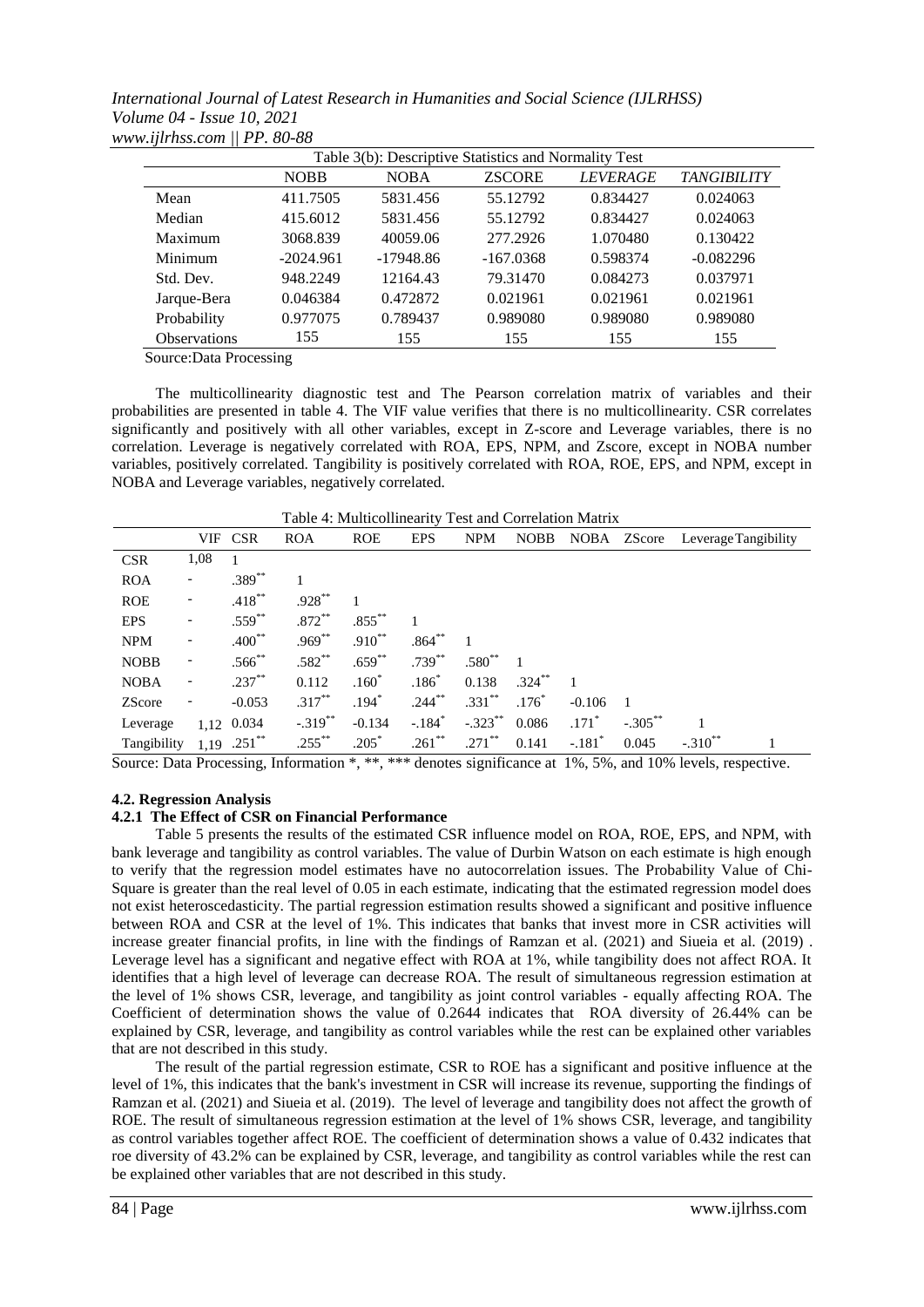Table 3(b): Descriptive Statistics and Normality Test

| | NOBB | NOBA | ZSCORE | *LEVERAGE* | *TANGIBILITY* |
|---|---|---|---|---|---|
| Mean | 411.7505 | 5831.456 | 55.12792 | 0.834427 | 0.024063 |
| Median | 415.6012 | 5831.456 | 55.12792 | 0.834427 | 0.024063 |
| Maximum | 3068.839 | 40059.06 | 277.2926 | 1.070480 | 0.130422 |
| Minimum | -2024.961 | -17948.86 | -167.0368 | 0.598374 | -0.082296 |
| Std. Dev. | 948.2249 | 12164.43 | 79.31470 | 0.084273 | 0.037971 |
| Jarque-Bera | 0.046384 | 0.472872 | 0.021961 | 0.021961 | 0.021961 |
| Probability | 0.977075 | 0.789437 | 0.989080 | 0.989080 | 0.989080 |
| Observations | 155 | 155 | 155 | 155 | 155 |

Source:Data Processing

The multicollinearity diagnostic test and The Pearson correlation matrix of variables and their probabilities are presented in table 4. The VIF value verifies that there is no multicollinearity. CSR correlates significantly and positively with all other variables, except in Z-score and Leverage variables, there is no correlation. Leverage is negatively correlated with ROA, EPS, NPM, and Zscore, except in NOBA number variables, positively correlated. Tangibility is positively correlated with ROA, ROE, EPS, and NPM, except in NOBA and Leverage variables, negatively correlated.

Table 4: Multicollinearity Test and Correlation Matrix

| | VIF | CSR | ROA | ROE | EPS | NPM | NOBB | NOBA | ZScore | Leverage | Tangibility |
|---|---|---|---|---|---|---|---|---|---|---|---|
| CSR | 1,08 | 1 | | | | | | | | | |
| ROA | - | .389** | 1 | | | | | | | | |
| ROE | - | .418** | .928** | 1 | | | | | | | |
| EPS | - | .559** | .872** | .855** | 1 | | | | | | |
| NPM | - | .400** | .969** | .910** | .864** | 1 | | | | | |
| NOBB | - | .566** | .582** | .659** | .739** | .580** | 1 | | | | |
| NOBA | - | .237** | 0.112 | .160* | .186* | 0.138 | .324** | 1 | | | |
| ZScore | - | -0.053 | .317** | .194* | .244** | .331** | .176* | -0.106 | 1 | | |
| Leverage | 1,12 | 0.034 | -.319** | -0.134 | -.184* | -.323** | 0.086 | .171* | -.305** | 1 | |
| Tangibility | 1,19 | .251** | .255** | .205* | .261** | .271** | 0.141 | -.181* | 0.045 | -.310** | 1 |

Source: Data Processing, Information *, **, *** denotes significance at 1%, 5%, and 10% levels, respectively.

### 4.2. Regression Analysis

#### 4.2.1 The Effect of CSR on Financial Performance

Table 5 presents the results of the estimated CSR influence model on ROA, ROE, EPS, and NPM, with bank leverage and tangibility as control variables. The value of Durbin Watson on each estimate is high enough to verify that the regression model estimates have no autocorrelation issues. The Probability Value of Chi-Square is greater than the real level of 0.05 in each estimate, indicating that the estimated regression model does not exist heteroscedasticity. The partial regression estimation results showed a significant and positive influence between ROA and CSR at the level of 1%. This indicates that banks that invest more in CSR activities will increase greater financial profits, in line with the findings of Ramzan et al. (2021) and Siueia et al. (2019) . Leverage level has a significant and negative effect with ROA at 1%, while tangibility does not affect ROA. It identifies that a high level of leverage can decrease ROA. The result of simultaneous regression estimation at the level of 1% shows CSR, leverage, and tangibility as joint control variables - equally affecting ROA. The Coefficient of determination shows the value of 0.2644 indicates that ROA diversity of 26.44% can be explained by CSR, leverage, and tangibility as control variables while the rest can be explained other variables that are not described in this study.

The result of the partial regression estimate, CSR to ROE has a significant and positive influence at the level of 1%, this indicates that the bank's investment in CSR will increase its revenue, supporting the findings of Ramzan et al. (2021) and Siueia et al. (2019). The level of leverage and tangibility does not affect the growth of ROE. The result of simultaneous regression estimation at the level of 1% shows CSR, leverage, and tangibility as control variables together affect ROE. The coefficient of determination shows a value of 0.432 indicates that roe diversity of 43.2% can be explained by CSR, leverage, and tangibility as control variables while the rest can be explained other variables that are not described in this study.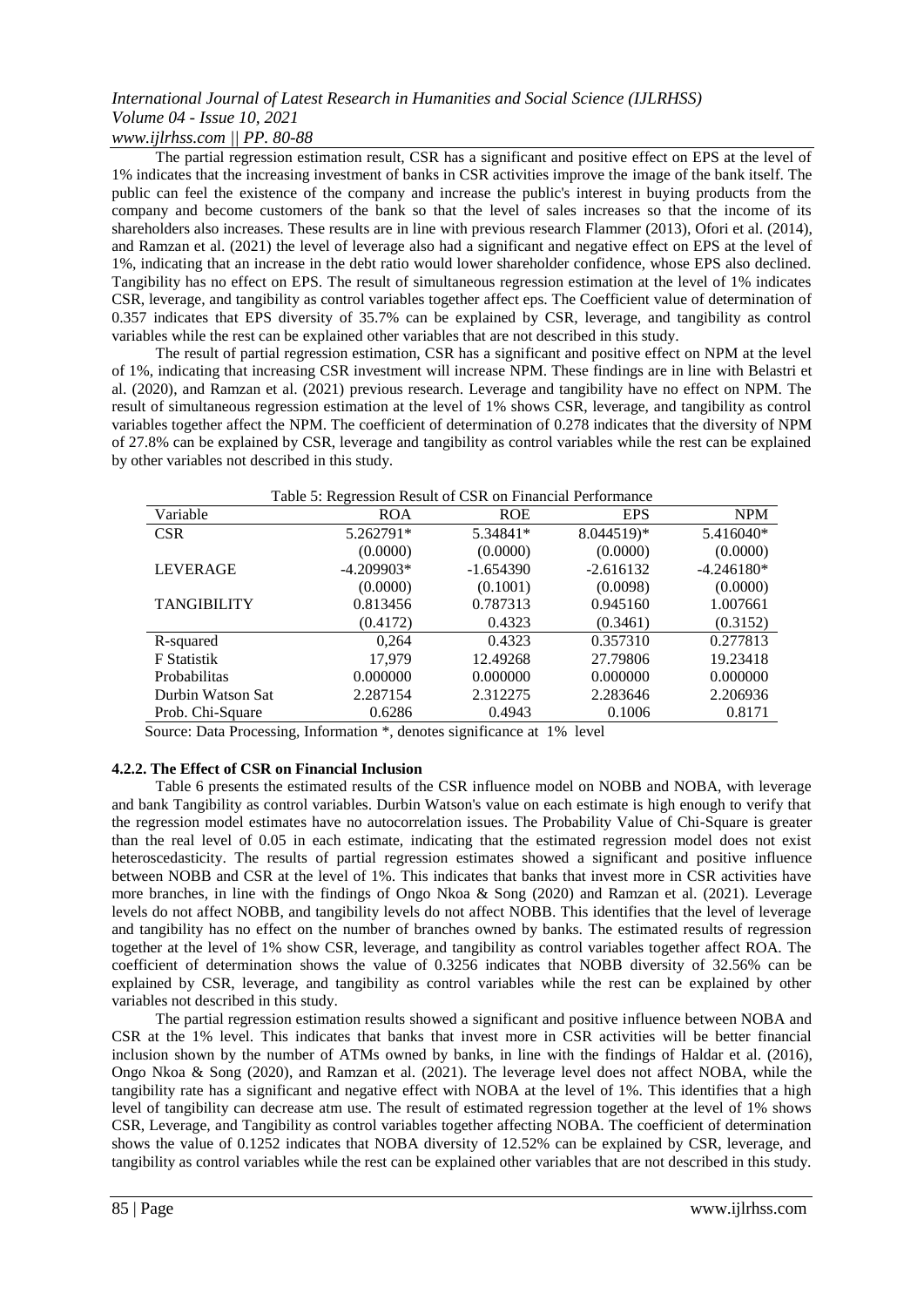The partial regression estimation result, CSR has a significant and positive effect on EPS at the level of 1% indicates that the increasing investment of banks in CSR activities improve the image of the bank itself. The public can feel the existence of the company and increase the public's interest in buying products from the company and become customers of the bank so that the level of sales increases so that the income of its shareholders also increases. These results are in line with previous research Flammer (2013), Ofori et al. (2014), and Ramzan et al. (2021) the level of leverage also had a significant and negative effect on EPS at the level of 1%, indicating that an increase in the debt ratio would lower shareholder confidence, whose EPS also declined. Tangibility has no effect on EPS. The result of simultaneous regression estimation at the level of 1% indicates CSR, leverage, and tangibility as control variables together affect eps. The Coefficient value of determination of 0.357 indicates that EPS diversity of 35.7% can be explained by CSR, leverage, and tangibility as control variables while the rest can be explained other variables that are not described in this study.

The result of partial regression estimation, CSR has a significant and positive effect on NPM at the level of 1%, indicating that increasing CSR investment will increase NPM. These findings are in line with Belastri et al. (2020), and Ramzan et al. (2021) previous research. Leverage and tangibility have no effect on NPM. The result of simultaneous regression estimation at the level of 1% shows CSR, leverage, and tangibility as control variables together affect the NPM. The coefficient of determination of 0.278 indicates that the diversity of NPM of 27.8% can be explained by CSR, leverage and tangibility as control variables while the rest can be explained by other variables not described in this study.

Table 5: Regression Result of CSR on Financial Performance

| Variable | ROA | ROE | EPS | NPM |
|---|---|---|---|---|
| CSR | 5.262791* | 5.34841* | 8.044519)* | 5.416040* |
| | (0.0000) | (0.0000) | (0.0000) | (0.0000) |
| LEVERAGE | -4.209903* | -1.654390 | -2.616132 | -4.246180* |
| | (0.0000) | (0.1001) | (0.0098) | (0.0000) |
| TANGIBILITY | 0.813456 | 0.787313 | 0.945160 | 1.007661 |
| | (0.4172) | 0.4323 | (0.3461) | (0.3152) |
| R-squared | 0,264 | 0.4323 | 0.357310 | 0.277813 |
| F Statistik | 17,979 | 12.49268 | 27.79806 | 19.23418 |
| Probabilitas | 0.000000 | 0.000000 | 0.000000 | 0.000000 |
| Durbin Watson Sat | 2.287154 | 2.312275 | 2.283646 | 2.206936 |
| Prob. Chi-Square | 0.6286 | 0.4943 | 0.1006 | 0.8171 |

Source: Data Processing, Information *, denotes significance at 1% level

#### 4.2.2. The Effect of CSR on Financial Inclusion

Table 6 presents the estimated results of the CSR influence model on NOBB and NOBA, with leverage and bank Tangibility as control variables. Durbin Watson's value on each estimate is high enough to verify that the regression model estimates have no autocorrelation issues. The Probability Value of Chi-Square is greater than the real level of 0.05 in each estimate, indicating that the estimated regression model does not exist heteroscedasticity. The results of partial regression estimates showed a significant and positive influence between NOBB and CSR at the level of 1%. This indicates that banks that invest more in CSR activities have more branches, in line with the findings of Ongo Nkoa & Song (2020) and Ramzan et al. (2021). Leverage levels do not affect NOBB, and tangibility levels do not affect NOBB. This identifies that the level of leverage and tangibility has no effect on the number of branches owned by banks. The estimated results of regression together at the level of 1% show CSR, leverage, and tangibility as control variables together affect ROA. The coefficient of determination shows the value of 0.3256 indicates that NOBB diversity of 32.56% can be explained by CSR, leverage, and tangibility as control variables while the rest can be explained by other variables not described in this study.

The partial regression estimation results showed a significant and positive influence between NOBA and CSR at the 1% level. This indicates that banks that invest more in CSR activities will be better financial inclusion shown by the number of ATMs owned by banks, in line with the findings of Haldar et al. (2016), Ongo Nkoa & Song (2020), and Ramzan et al. (2021). The leverage level does not affect NOBA, while the tangibility rate has a significant and negative effect with NOBA at the level of 1%. This identifies that a high level of tangibility can decrease atm use. The result of estimated regression together at the level of 1% shows CSR, Leverage, and Tangibility as control variables together affecting NOBA. The coefficient of determination shows the value of 0.1252 indicates that NOBA diversity of 12.52% can be explained by CSR, leverage, and tangibility as control variables while the rest can be explained other variables that are not described in this study.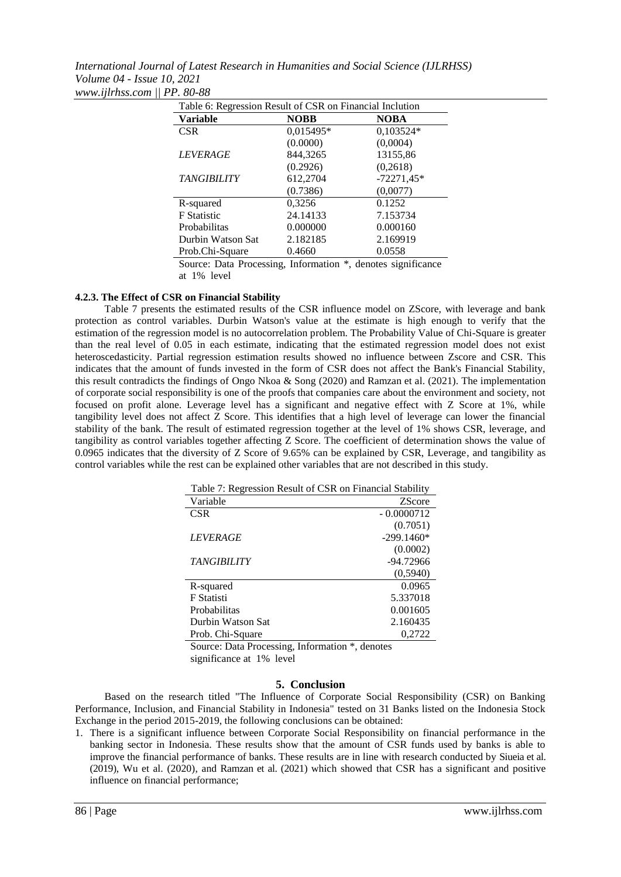Table 6: Regression Result of CSR on Financial Inclution

| Variable | NOBB | NOBA |
|---|---|---|
| CSR | 0,015495* | 0,103524* |
| | (0.0000) | (0,0004) |
| *LEVERAGE* | 844,3265 | 13155,86 |
| | (0.2926) | (0,2618) |
| *TANGIBILITY* | 612,2704 | -72271,45* |
| | (0.7386) | (0,0077) |
| R-squared | 0,3256 | 0.1252 |
| F Statistic | 24.14133 | 7.153734 |
| Probabilitas | 0.000000 | 0.000160 |
| Durbin Watson Sat | 2.182185 | 2.169919 |
| Prob.Chi-Square | 0.4660 | 0.0558 |

Source: Data Processing, Information *, denotes significance at 1% level

### 4.2.3. The Effect of CSR on Financial Stability

Table 7 presents the estimated results of the CSR influence model on ZScore, with leverage and bank protection as control variables. Durbin Watson's value at the estimate is high enough to verify that the estimation of the regression model is no autocorrelation problem. The Probability Value of Chi-Square is greater than the real level of 0.05 in each estimate, indicating that the estimated regression model does not exist heteroscedasticity. Partial regression estimation results showed no influence between Zscore and CSR. This indicates that the amount of funds invested in the form of CSR does not affect the Bank's Financial Stability, this result contradicts the findings of Ongo Nkoa & Song (2020) and Ramzan et al. (2021). The implementation of corporate social responsibility is one of the proofs that companies care about the environment and society, not focused on profit alone. Leverage level has a significant and negative effect with Z Score at 1%, while tangibility level does not affect Z Score. This identifies that a high level of leverage can lower the financial stability of the bank. The result of estimated regression together at the level of 1% shows CSR, leverage, and tangibility as control variables together affecting Z Score. The coefficient of determination shows the value of 0.0965 indicates that the diversity of Z Score of 9.65% can be explained by CSR, Leverage, and tangibility as control variables while the rest can be explained other variables that are not described in this study.

Table 7: Regression Result of CSR on Financial Stability

| Variable | ZScore |
|---|---|
| CSR | - 0.0000712 |
| | (0.7051) |
| *LEVERAGE* | -299.1460* |
| | (0.0002) |
| *TANGIBILITY* | -94.72966 |
| | (0,5940) |
| R-squared | 0.0965 |
| F Statisti | 5.337018 |
| Probabilitas | 0.001605 |
| Durbin Watson Sat | 2.160435 |
| Prob. Chi-Square | 0,2722 |

Source: Data Processing, Information *, denotes significance at 1% level

## 5. Conclusion

Based on the research titled "The Influence of Corporate Social Responsibility (CSR) on Banking Performance, Inclusion, and Financial Stability in Indonesia" tested on 31 Banks listed on the Indonesia Stock Exchange in the period 2015-2019, the following conclusions can be obtained:

1. There is a significant influence between Corporate Social Responsibility on financial performance in the banking sector in Indonesia. These results show that the amount of CSR funds used by banks is able to improve the financial performance of banks. These results are in line with research conducted by Siueia et al. (2019), Wu et al. (2020), and Ramzan et al. (2021) which showed that CSR has a significant and positive influence on financial performance;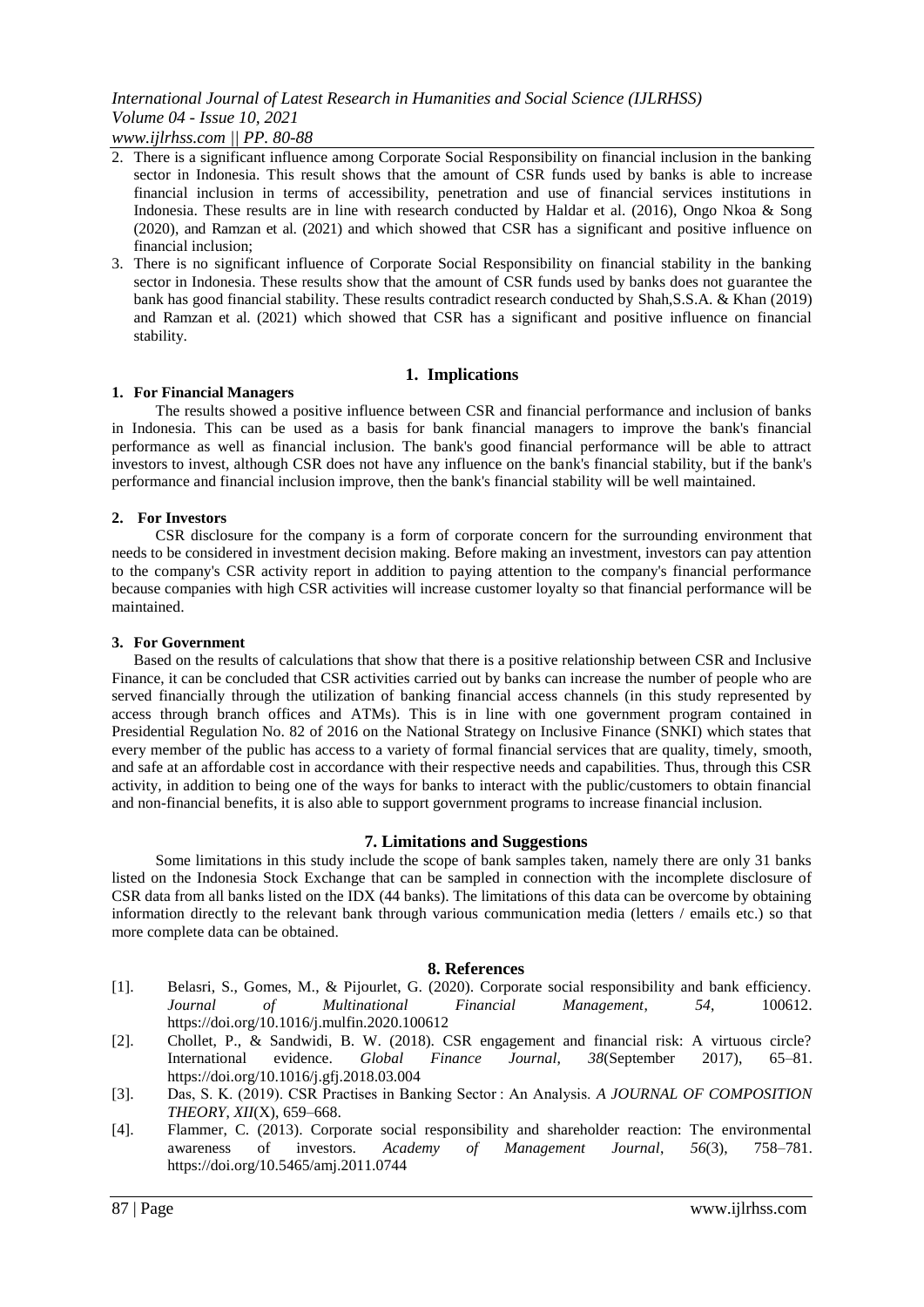2. There is a significant influence among Corporate Social Responsibility on financial inclusion in the banking sector in Indonesia. This result shows that the amount of CSR funds used by banks is able to increase financial inclusion in terms of accessibility, penetration and use of financial services institutions in Indonesia. These results are in line with research conducted by Haldar et al. (2016), Ongo Nkoa & Song (2020), and Ramzan et al. (2021) and which showed that CSR has a significant and positive influence on financial inclusion;
3. There is no significant influence of Corporate Social Responsibility on financial stability in the banking sector in Indonesia. These results show that the amount of CSR funds used by banks does not guarantee the bank has good financial stability. These results contradict research conducted by Shah,S.S.A. & Khan (2019) and Ramzan et al. (2021) which showed that CSR has a significant and positive influence on financial stability.

## 1. Implications

**1. For Financial Managers**

The results showed a positive influence between CSR and financial performance and inclusion of banks in Indonesia. This can be used as a basis for bank financial managers to improve the bank's financial performance as well as financial inclusion. The bank's good financial performance will be able to attract investors to invest, although CSR does not have any influence on the bank's financial stability, but if the bank's performance and financial inclusion improve, then the bank's financial stability will be well maintained.

**2. For Investors**

CSR disclosure for the company is a form of corporate concern for the surrounding environment that needs to be considered in investment decision making. Before making an investment, investors can pay attention to the company's CSR activity report in addition to paying attention to the company's financial performance because companies with high CSR activities will increase customer loyalty so that financial performance will be maintained.

**3. For Government**

Based on the results of calculations that show that there is a positive relationship between CSR and Inclusive Finance, it can be concluded that CSR activities carried out by banks can increase the number of people who are served financially through the utilization of banking financial access channels (in this study represented by access through branch offices and ATMs). This is in line with one government program contained in Presidential Regulation No. 82 of 2016 on the National Strategy on Inclusive Finance (SNKI) which states that every member of the public has access to a variety of formal financial services that are quality, timely, smooth, and safe at an affordable cost in accordance with their respective needs and capabilities. Thus, through this CSR activity, in addition to being one of the ways for banks to interact with the public/customers to obtain financial and non-financial benefits, it is also able to support government programs to increase financial inclusion.

## 7. Limitations and Suggestions

Some limitations in this study include the scope of bank samples taken, namely there are only 31 banks listed on the Indonesia Stock Exchange that can be sampled in connection with the incomplete disclosure of CSR data from all banks listed on the IDX (44 banks). The limitations of this data can be overcome by obtaining information directly to the relevant bank through various communication media (letters / emails etc.) so that more complete data can be obtained.

## 8. References

[1]. Belasri, S., Gomes, M., & Pijourlet, G. (2020). Corporate social responsibility and bank efficiency. *Journal of Multinational Financial Management*, *54*, 100612. https://doi.org/10.1016/j.mulfin.2020.100612

[2]. Chollet, P., & Sandwidi, B. W. (2018). CSR engagement and financial risk: A virtuous circle? International evidence. *Global Finance Journal*, *38*(September 2017), 65–81. https://doi.org/10.1016/j.gfj.2018.03.004

[3]. Das, S. K. (2019). CSR Practises in Banking Sector : An Analysis. *A JOURNAL OF COMPOSITION THEORY*, *XII*(X), 659–668.

[4]. Flammer, C. (2013). Corporate social responsibility and shareholder reaction: The environmental awareness of investors. *Academy of Management Journal*, *56*(3), 758–781. https://doi.org/10.5465/amj.2011.0744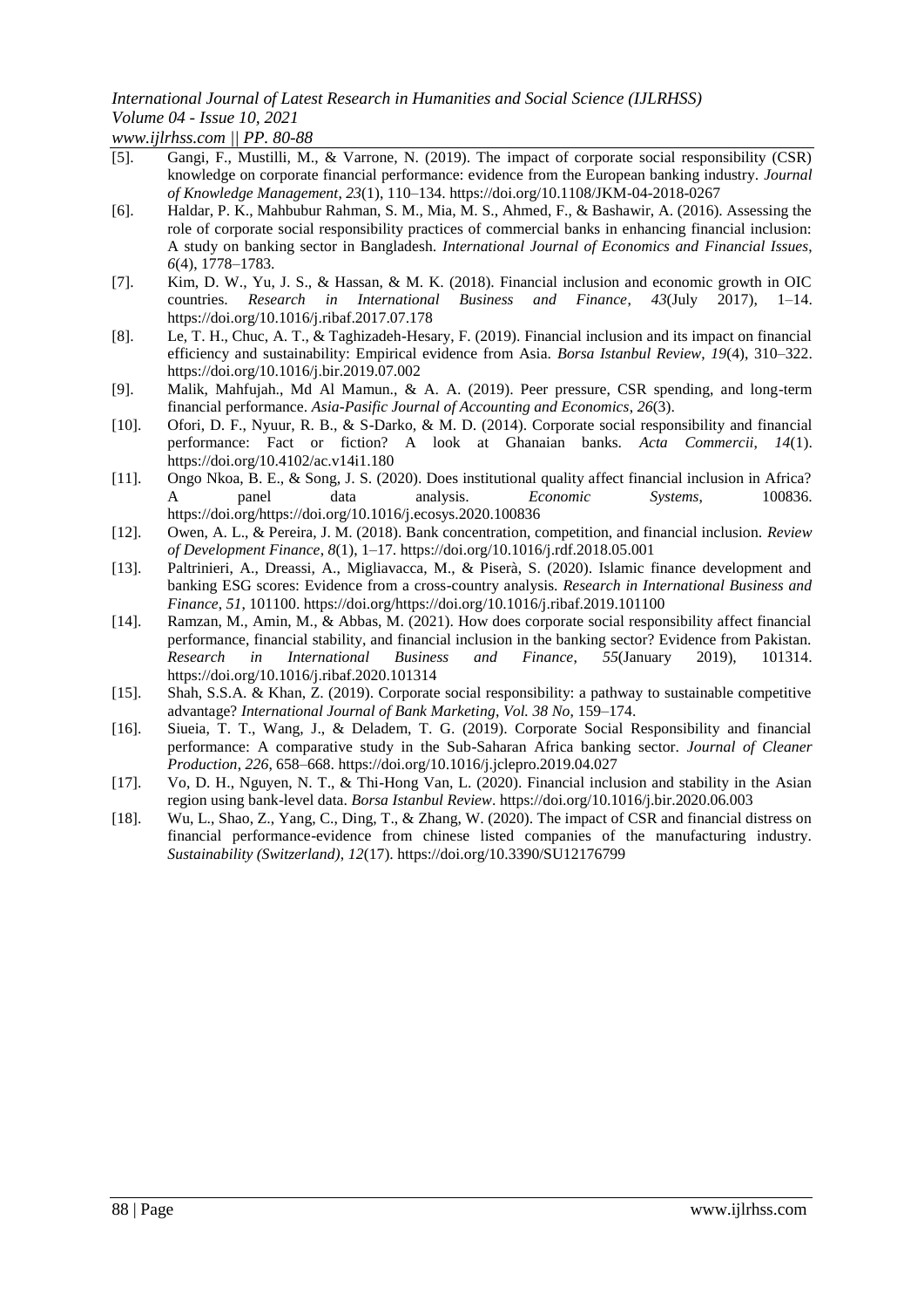[5]. Gangi, F., Mustilli, M., & Varrone, N. (2019). The impact of corporate social responsibility (CSR) knowledge on corporate financial performance: evidence from the European banking industry. *Journal of Knowledge Management*, *23*(1), 110–134. https://doi.org/10.1108/JKM-04-2018-0267

[6]. Haldar, P. K., Mahbubur Rahman, S. M., Mia, M. S., Ahmed, F., & Bashawir, A. (2016). Assessing the role of corporate social responsibility practices of commercial banks in enhancing financial inclusion: A study on banking sector in Bangladesh. *International Journal of Economics and Financial Issues*, *6*(4), 1778–1783.

[7]. Kim, D. W., Yu, J. S., & Hassan, & M. K. (2018). Financial inclusion and economic growth in OIC countries. *Research in International Business and Finance*, *43*(July 2017), 1–14. https://doi.org/10.1016/j.ribaf.2017.07.178

[8]. Le, T. H., Chuc, A. T., & Taghizadeh-Hesary, F. (2019). Financial inclusion and its impact on financial efficiency and sustainability: Empirical evidence from Asia. *Borsa Istanbul Review*, *19*(4), 310–322. https://doi.org/10.1016/j.bir.2019.07.002

[9]. Malik, Mahfujah., Md Al Mamun., & A. A. (2019). Peer pressure, CSR spending, and long-term financial performance. *Asia-Pasific Journal of Accounting and Economics*, *26*(3).

[10]. Ofori, D. F., Nyuur, R. B., & S-Darko, & M. D. (2014). Corporate social responsibility and financial performance: Fact or fiction? A look at Ghanaian banks. *Acta Commercii*, *14*(1). https://doi.org/10.4102/ac.v14i1.180

[11]. Ongo Nkoa, B. E., & Song, J. S. (2020). Does institutional quality affect financial inclusion in Africa? A panel data analysis. *Economic Systems*, 100836. https://doi.org/https://doi.org/10.1016/j.ecosys.2020.100836

[12]. Owen, A. L., & Pereira, J. M. (2018). Bank concentration, competition, and financial inclusion. *Review of Development Finance*, *8*(1), 1–17. https://doi.org/10.1016/j.rdf.2018.05.001

[13]. Paltrinieri, A., Dreassi, A., Migliavacca, M., & Piserà, S. (2020). Islamic finance development and banking ESG scores: Evidence from a cross-country analysis. *Research in International Business and Finance*, *51*, 101100. https://doi.org/https://doi.org/10.1016/j.ribaf.2019.101100

[14]. Ramzan, M., Amin, M., & Abbas, M. (2021). How does corporate social responsibility affect financial performance, financial stability, and financial inclusion in the banking sector? Evidence from Pakistan. *Research in International Business and Finance*, *55*(January 2019), 101314. https://doi.org/10.1016/j.ribaf.2020.101314

[15]. Shah, S.S.A. & Khan, Z. (2019). Corporate social responsibility: a pathway to sustainable competitive advantage? *International Journal of Bank Marketing*, *Vol. 38 No*, 159–174.

[16]. Siueia, T. T., Wang, J., & Deladem, T. G. (2019). Corporate Social Responsibility and financial performance: A comparative study in the Sub-Saharan Africa banking sector. *Journal of Cleaner Production*, *226*, 658–668. https://doi.org/10.1016/j.jclepro.2019.04.027

[17]. Vo, D. H., Nguyen, N. T., & Thi-Hong Van, L. (2020). Financial inclusion and stability in the Asian region using bank-level data. *Borsa Istanbul Review*. https://doi.org/10.1016/j.bir.2020.06.003

[18]. Wu, L., Shao, Z., Yang, C., Ding, T., & Zhang, W. (2020). The impact of CSR and financial distress on financial performance-evidence from chinese listed companies of the manufacturing industry. *Sustainability (Switzerland)*, *12*(17). https://doi.org/10.3390/SU12176799